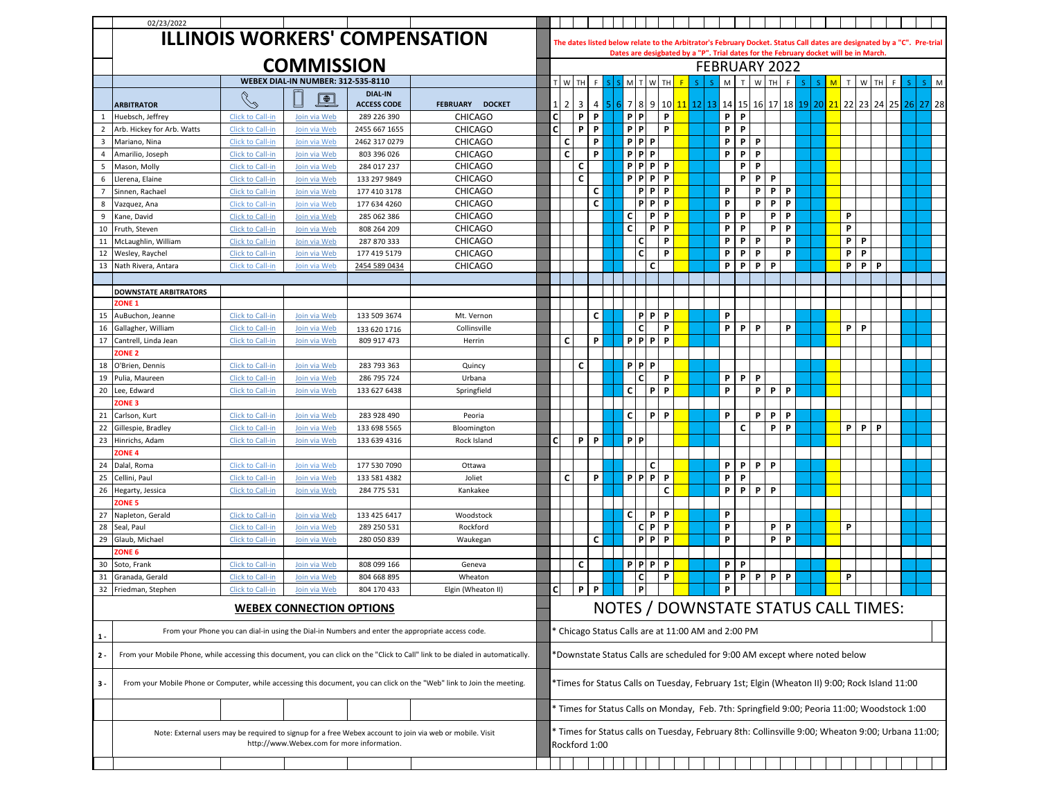02/23/2022

# ILLINOIS WORKERS' COMPENSATION COMMISSION

**The dates listed below relate to the Arbitrator's February Docket. Status Call dates are designated by a "C". Pre-trial Dates are desigbated by a "P". Trial dates for the February docket will be in March.**

## FEBRUARY 2022

WEBEX DIAL-IN NUMBER: 312-535-8110

| | ARBITRATOR | Call | Web | DIAL-IN ACCESS CODE | FEBRUARY DOCKET | T 1 | W 2 | TH 3 | F 4 | S 5 | S 6 | M 7 | T 8 | W 9 | TH 10 | F 11 | S 12 | S 13 | M 14 | T 15 | W 16 | TH 17 | F 18 | S 19 | S 20 | M 21 | T 22 | W 23 | TH 24 | F 25 | S 26 | S 27 | M 28 |
|---|---|---|---|---|---|---|---|---|---|---|---|---|---|---|---|---|---|---|---|---|---|---|---|---|---|---|---|---|---|---|---|---|---|
| 1 | Huebsch, Jeffrey | Click to Call-in | Join via Web | 289 226 390 | CHICAGO | C | | P | P | | | P | P | | P | | | | P | P | | | | | | | | | | | | | |
| 2 | Arb. Hickey for Arb. Watts | Click to Call-in | Join via Web | 2455 667 1655 | CHICAGO | C | | P | P | | | P | P | | P | | | | P | P | | | | | | | | | | | | | |
| 3 | Mariano, Nina | Click to Call-in | Join via Web | 2462 317 0279 | CHICAGO | | C | | P | | | P | P | P | | | | | P | P | P | | | | | | | | | | | | |
| 4 | Amarilio, Joseph | Click to Call-in | Join via Web | 803 396 026 | CHICAGO | | C | | P | | | P | P | P | | | | | P | P | P | | | | | | | | | | | | |
| 5 | Mason, Molly | Click to Call-in | Join via Web | 284 017 237 | CHICAGO | | | C | | | | P | P | P | P | | | | | P | P | | | | | | | | | | | | |
| 6 | Llerena, Elaine | Click to Call-in | Join via Web | 133 297 9849 | CHICAGO | | | C | | | | P | P | P | P | | | | | P | P | P | | | | | | | | | | | |
| 7 | Sinnen, Rachael | Click to Call-in | Join via Web | 177 410 3178 | CHICAGO | | | | C | | | | P | P | P | | | | P | | P | P | P | | | | | | | | | | |
| 8 | Vazquez, Ana | Click to Call-in | Join via Web | 177 634 4260 | CHICAGO | | | | C | | | | P | P | P | | | | P | | P | P | P | | | | | | | | | | |
| 9 | Kane, David | Click to Call-in | Join via Web | 285 062 386 | CHICAGO | | | | | | | C | | P | P | | | | P | P | | P | P | | | | P | | | | | | |
| 10 | Fruth, Steven | Click to Call-in | Join via Web | 808 264 209 | CHICAGO | | | | | | | C | | P | P | | | | P | P | | P | P | | | | P | | | | | | |
| 11 | McLaughlin, William | Click to Call-in | Join via Web | 287 870 333 | CHICAGO | | | | | | | | C | | P | | | | P | P | P | | P | | | | P | P | | | | | |
| 12 | Wesley, Raychel | Click to Call-in | Join via Web | 177 419 5179 | CHICAGO | | | | | | | | C | | P | | | | P | P | P | | P | | | | P | P | | | | | |
| 13 | Nath Rivera, Antara | Click to Call-in | Join via Web | 2454 589 0434 | CHICAGO | | | | | | | | | C | | | | | P | P | P | P | | | | | P | P | P | | | | |
| | **DOWNSTATE ARBITRATORS** | | | | | | | | | | | | | | | | | | | | | | | | | | | | | | | | |
| | **ZONE 1** | | | | | | | | | | | | | | | | | | | | | | | | | | | | | | | | |
| 15 | AuBuchon, Jeanne | Click to Call-in | Join via Web | 133 509 3674 | Mt. Vernon | | | | C | | | | P | P | P | | | | P | | | | | | | | | | | | | | |
| 16 | Gallagher, William | Click to Call-in | Join via Web | 133 620 1716 | Collinsville | | | | | | | | C | | P | | | | P | P | P | | P | | | | P | P | | | | | |
| 17 | Cantrell, Linda Jean | Click to Call-in | Join via Web | 809 917 473 | Herrin | | C | | P | | | P | P | P | P | | | | | | | | | | | | | | | | | | |
| | **ZONE 2** | | | | | | | | | | | | | | | | | | | | | | | | | | | | | | | | |
| 18 | O'Brien, Dennis | Click to Call-in | Join via Web | 283 793 363 | Quincy | | | C | | | | P | P | P | | | | | | | | | | | | | | | | | | | |
| 19 | Pulia, Maureen | Click to Call-in | Join via Web | 286 795 724 | Urbana | | | | | | | | C | | P | | | | P | P | P | | | | | | | | | | | | |
| 20 | Lee, Edward | Click to Call-in | Join via Web | 133 627 6438 | Springfield | | | | | | | C | | P | P | | | | P | | P | P | P | | | | | | | | | | |
| | **ZONE 3** | | | | | | | | | | | | | | | | | | | | | | | | | | | | | | | | |
| 21 | Carlson, Kurt | Click to Call-in | Join via Web | 283 928 490 | Peoria | | | | | | | C | | P | P | | | | P | | P | P | P | | | | | | | | | | |
| 22 | Gillespie, Bradley | Click to Call-in | Join via Web | 133 698 5565 | Bloomington | | | | | | | | | | | | | | | C | | P | P | | | | P | P | P | | | | |
| 23 | Hinrichs, Adam | Click to Call-in | Join via Web | 133 639 4316 | Rock Island | C | | P | P | | | P | P | | | | | | | | | | | | | | | | | | | | |
| | **ZONE 4** | | | | | | | | | | | | | | | | | | | | | | | | | | | | | | | | |
| 24 | Dalal, Roma | Click to Call-in | Join via Web | 177 530 7090 | Ottawa | | | | | | | | | C | | | | | P | P | P | P | | | | | | | | | | | |
| 25 | Cellini, Paul | Click to Call-in | Join via Web | 133 581 4382 | Joliet | | C | | P | | | P | P | P | P | | | | P | P | | | | | | | | | | | | | |
| 26 | Hegarty, Jessica | Click to Call-in | Join via Web | 284 775 531 | Kankakee | | | | | | | | | | C | | | | P | P | P | P | | | | | | | | | | | |
| | **ZONE 5** | | | | | | | | | | | | | | | | | | | | | | | | | | | | | | | | |
| 27 | Napleton, Gerald | Click to Call-in | Join via Web | 133 425 6417 | Woodstock | | | | | | | C | | P | P | | | | P | | | | | | | | | | | | | | |
| 28 | Seal, Paul | Click to Call-in | Join via Web | 289 250 531 | Rockford | | | | | | | | C | P | P | | | | P | | | P | P | | | | P | | | | | | |
| 29 | Glaub, Michael | Click to Call-in | Join via Web | 280 050 839 | Waukegan | | | | C | | | | P | P | P | | | | P | | | P | P | | | | | | | | | | |
| | **ZONE 6** | | | | | | | | | | | | | | | | | | | | | | | | | | | | | | | | |
| 30 | Soto, Frank | Click to Call-in | Join via Web | 808 099 166 | Geneva | | | C | | | | P | P | P | P | | | | P | P | | | | | | | | | | | | | |
| 31 | Granada, Gerald | Click to Call-in | Join via Web | 804 668 895 | Wheaton | | | | | | | | C | | P | | | | P | P | P | P | P | | | | P | | | | | | |
| 32 | Friedman, Stephen | Click to Call-in | Join via Web | 804 170 433 | Elgin (Wheaton II) | C | | P | P | | | | P | | | | | | P | | | | | | | | | | | | | | |

## WEBEX CONNECTION OPTIONS

1 - From your Phone you can dial-in using the Dial-in Numbers and enter the appropriate access code.

2 - From your Mobile Phone, while accessing this document, you can click on the "Click to Call" link to be dialed in automatically.

3 - From your Mobile Phone or Computer, while accessing this document, you can click on the "Web" link to Join the meeting.

Note: External users may be required to signup for a free Webex account to join via web or mobile. Visit http://www.Webex.com for more information.

## NOTES / DOWNSTATE STATUS CALL TIMES:

* Chicago Status Calls are at 11:00 AM and 2:00 PM

*Downstate Status Calls are scheduled for 9:00 AM except where noted below

*Times for Status Calls on Tuesday, February 1st; Elgin (Wheaton II) 9:00; Rock Island 11:00

* Times for Status Calls on Monday, Feb. 7th: Springfield 9:00; Peoria 11:00; Woodstock 1:00

* Times for Status calls on Tuesday, February 8th: Collinsville 9:00; Wheaton 9:00; Urbana 11:00; Rockford 1:00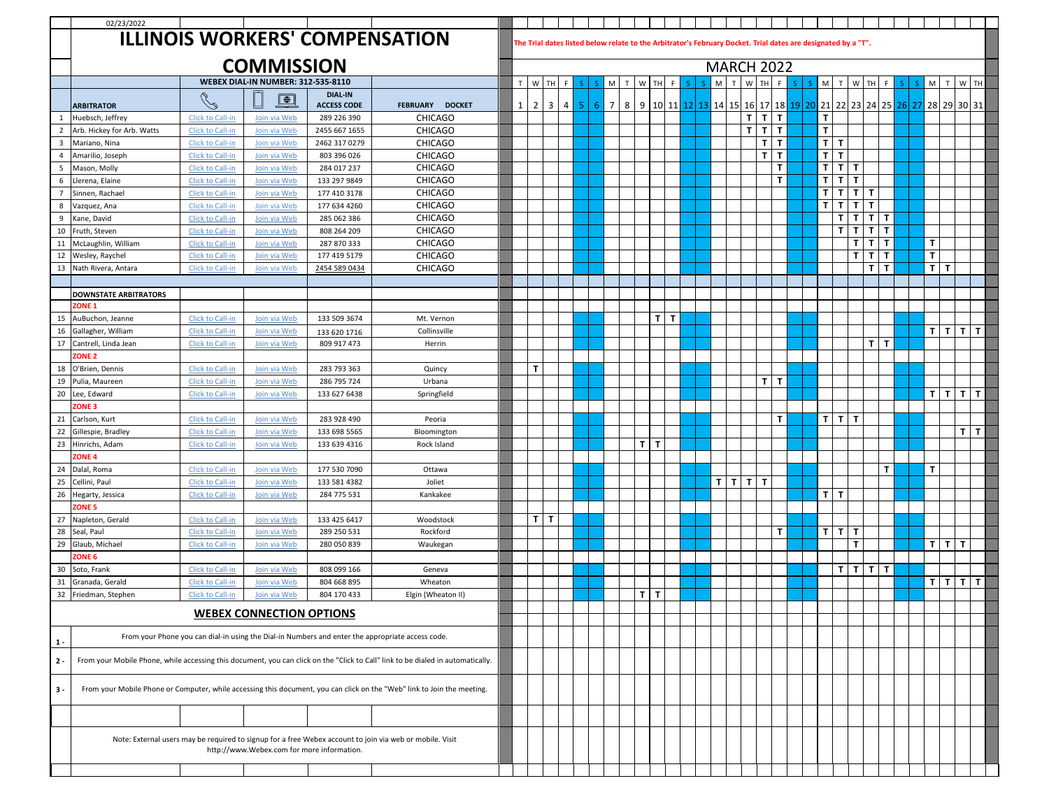02/23/2022

# ILLINOIS WORKERS' COMPENSATION COMMISSION

**The Trial dates listed below relate to the Arbitrator's February Docket. Trial dates are designated by a "T".**

## MARCH 2022

**WEBEX DIAL-IN NUMBER: 312-535-8110**

| | ARBITRATOR | | | DIAL-IN ACCESS CODE | FEBRUARY DOCKET | T | W | TH | F | S | S | M | T | W | TH | F | S | S | M | T | W | TH | F | S | S | M | T | W | TH | F | S | S | M | T | W | TH |
|---|---|---|---|---|---|---|---|---|---|---|---|---|---|---|---|---|---|---|---|---|---|---|---|---|---|---|---|---|---|---|---|---|---|---|---|---|
| | | | | | | 1 | 2 | 3 | 4 | 5 | 6 | 7 | 8 | 9 | 10 | 11 | 12 | 13 | 14 | 15 | 16 | 17 | 18 | 19 | 20 | 21 | 22 | 23 | 24 | 25 | 26 | 27 | 28 | 29 | 30 | 31 |
| 1 | Huebsch, Jeffrey | Click to Call-in | Join via Web | 289 226 390 | CHICAGO | | | | | | | | | | | | | | | | T | T | T | | | T | | | | | | | | | | |
| 2 | Arb. Hickey for Arb. Watts | Click to Call-in | Join via Web | 2455 667 1655 | CHICAGO | | | | | | | | | | | | | | | | T | T | T | | | T | | | | | | | | | | |
| 3 | Mariano, Nina | Click to Call-in | Join via Web | 2462 317 0279 | CHICAGO | | | | | | | | | | | | | | | | | T | T | | | T | T | | | | | | | | | |
| 4 | Amarilio, Joseph | Click to Call-in | Join via Web | 803 396 026 | CHICAGO | | | | | | | | | | | | | | | | | T | T | | | T | T | | | | | | | | | |
| 5 | Mason, Molly | Click to Call-in | Join via Web | 284 017 237 | CHICAGO | | | | | | | | | | | | | | | | | | T | | | T | T | T | | | | | | | | |
| 6 | Llerena, Elaine | Click to Call-in | Join via Web | 133 297 9849 | CHICAGO | | | | | | | | | | | | | | | | | | T | | | T | T | T | | | | | | | | |
| 7 | Sinnen, Rachael | Click to Call-in | Join via Web | 177 410 3178 | CHICAGO | | | | | | | | | | | | | | | | | | | | | T | T | T | T | | | | | | | |
| 8 | Vazquez, Ana | Click to Call-in | Join via Web | 177 634 4260 | CHICAGO | | | | | | | | | | | | | | | | | | | | | T | T | T | T | | | | | | | |
| 9 | Kane, David | Click to Call-in | Join via Web | 285 062 386 | CHICAGO | | | | | | | | | | | | | | | | | | | | | | T | T | T | T | | | | | | |
| 10 | Fruth, Steven | Click to Call-in | Join via Web | 808 264 209 | CHICAGO | | | | | | | | | | | | | | | | | | | | | | T | T | T | T | | | | | | |
| 11 | McLaughlin, William | Click to Call-in | Join via Web | 287 870 333 | CHICAGO | | | | | | | | | | | | | | | | | | | | | | | T | T | T | | | T | | | |
| 12 | Wesley, Raychel | Click to Call-in | Join via Web | 177 419 5179 | CHICAGO | | | | | | | | | | | | | | | | | | | | | | | T | T | T | | | T | | | |
| 13 | Nath Rivera, Antara | Click to Call-in | Join via Web | 2454 589 0434 | CHICAGO | | | | | | | | | | | | | | | | | | | | | | | | T | T | | | T | T | | |
| | **DOWNSTATE ARBITRATORS** | | | | | | | | | | | | | | | | | | | | | | | | | | | | | | | | | | | |
| | **ZONE 1** | | | | | | | | | | | | | | | | | | | | | | | | | | | | | | | | | | | |
| 15 | AuBuchon, Jeanne | Click to Call-in | Join via Web | 133 509 3674 | Mt. Vernon | | | | | | | | | | T | T | | | | | | | | | | | | | | | | | | | | |
| 16 | Gallagher, William | Click to Call-in | Join via Web | 133 620 1716 | Collinsville | | | | | | | | | | | | | | | | | | | | | | | | | | | | T | T | T | T |
| 17 | Cantrell, Linda Jean | Click to Call-in | Join via Web | 809 917 473 | Herrin | | | | | | | | | | | | | | | | | | | | | | | | T | T | | | | | | |
| | **ZONE 2** | | | | | | | | | | | | | | | | | | | | | | | | | | | | | | | | | | | |
| 18 | O'Brien, Dennis | Click to Call-in | Join via Web | 283 793 363 | Quincy | | T | | | | | | | | | | | | | | | | | | | | | | | | | | | | | |
| 19 | Pulia, Maureen | Click to Call-in | Join via Web | 286 795 724 | Urbana | | | | | | | | | | | | | | | | | T | T | | | | | | | | | | | | | |
| 20 | Lee, Edward | Click to Call-in | Join via Web | 133 627 6438 | Springfield | | | | | | | | | | | | | | | | | | | | | | | | | | | | T | T | T | T |
| | **ZONE 3** | | | | | | | | | | | | | | | | | | | | | | | | | | | | | | | | | | | |
| 21 | Carlson, Kurt | Click to Call-in | Join via Web | 283 928 490 | Peoria | | | | | | | | | | | | | | | | | | T | | | T | T | T | | | | | | | | |
| 22 | Gillespie, Bradley | Click to Call-in | Join via Web | 133 698 5565 | Bloomington | | | | | | | | | | | | | | | | | | | | | | | | | | | | | | T | T |
| 23 | Hinrichs, Adam | Click to Call-in | Join via Web | 133 639 4316 | Rock Island | | | | | | | | | T | T | | | | | | | | | | | | | | | | | | | | | |
| | **ZONE 4** | | | | | | | | | | | | | | | | | | | | | | | | | | | | | | | | | | | |
| 24 | Dalal, Roma | Click to Call-in | Join via Web | 177 530 7090 | Ottawa | | | | | | | | | | | | | | | | | | | | | | | | | T | | | T | | | |
| 25 | Cellini, Paul | Click to Call-in | Join via Web | 133 581 4382 | Joliet | | | | | | | | | | | | | | T | T | T | T | | | | | | | | | | | | | | |
| 26 | Hegarty, Jessica | Click to Call-in | Join via Web | 284 775 531 | Kankakee | | | | | | | | | | | | | | | | | | | | | T | T | | | | | | | | | |
| | **ZONE 5** | | | | | | | | | | | | | | | | | | | | | | | | | | | | | | | | | | | |
| 27 | Napleton, Gerald | Click to Call-in | Join via Web | 133 425 6417 | Woodstock | | T | T | | | | | | | | | | | | | | | | | | | | | | | | | | | | |
| 28 | Seal, Paul | Click to Call-in | Join via Web | 289 250 531 | Rockford | | | | | | | | | | | | | | | | | | T | | | T | T | T | | | | | | | | |
| 29 | Glaub, Michael | Click to Call-in | Join via Web | 280 050 839 | Waukegan | | | | | | | | | | | | | | | | | | | | | | | T | | | | | T | T | T | |
| | **ZONE 6** | | | | | | | | | | | | | | | | | | | | | | | | | | | | | | | | | | | |
| 30 | Soto, Frank | Click to Call-in | Join via Web | 808 099 166 | Geneva | | | | | | | | | | | | | | | | | | | | | | T | T | T | T | | | | | | |
| 31 | Granada, Gerald | Click to Call-in | Join via Web | 804 668 895 | Wheaton | | | | | | | | | | | | | | | | | | | | | | | | | | | | T | T | T | T |
| 32 | Friedman, Stephen | Click to Call-in | Join via Web | 804 170 433 | Elgin (Wheaton II) | | | | | | | | | T | T | | | | | | | | | | | | | | | | | | | | | |

## WEBEX CONNECTION OPTIONS

1 - From your Phone you can dial-in using the Dial-in Numbers and enter the appropriate access code.

2 - From your Mobile Phone, while accessing this document, you can click on the "Click to Call" link to be dialed in automatically.

3 - From your Mobile Phone or Computer, while accessing this document, you can click on the "Web" link to Join the meeting.

Note: External users may be required to signup for a free Webex account to join via web or mobile. Visit http://www.Webex.com for more information.